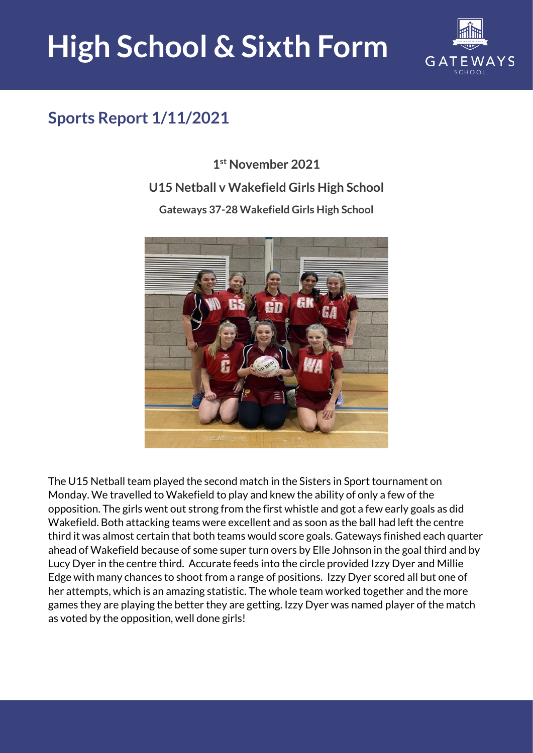# High School & Sixth Form

## Sports Report 1/11/2021

**1st November 2021**

**U15 Netball v Wakefield Girls High School**

**Gateways 37-28 Wakefield Girls High School**

The U15 Netball team played the second match in the Sisters in Sport tournament on Monday. We travelled to Wakefield to play and knew the ability of only a few of the opposition. The girls went out strong from the first whistle and got a few early goals as did Wakefield. Both attacking teams were excellent and as soon as the ball had left the centre third it was almost certain that both teams would score goals. Gateways finished each quarter ahead of Wakefield because of some super turn overs by Elle Johnson in the goal third and by Lucy Dyer in the centre third. Accurate feeds into the circle provided Izzy Dyer and Millie Edge with many chances to shoot from a range of positions. Izzy Dyer scored all but one of her attempts, which is an amazing statistic. The whole team worked together and the more games they are playing the better they are getting. Izzy Dyer was named player of the match as voted by the opposition, well done girls!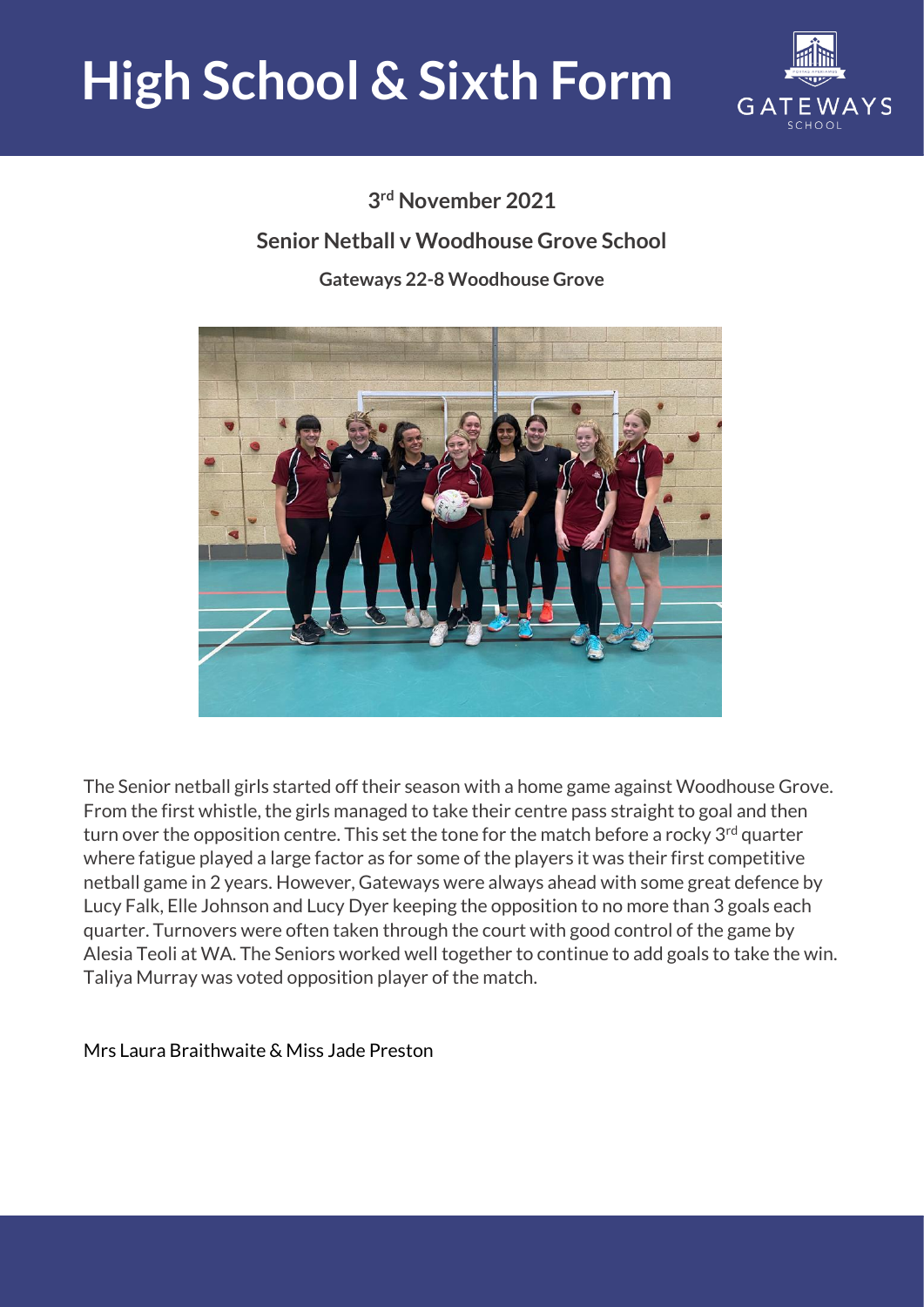# High School & Sixth Form

**3rd November 2021**

**Senior Netball v Woodhouse Grove School**

**Gateways 22-8 Woodhouse Grove**

The Senior netball girls started off their season with a home game against Woodhouse Grove. From the first whistle, the girls managed to take their centre pass straight to goal and then turn over the opposition centre. This set the tone for the match before a rocky 3rd quarter where fatigue played a large factor as for some of the players it was their first competitive netball game in 2 years. However, Gateways were always ahead with some great defence by Lucy Falk, Elle Johnson and Lucy Dyer keeping the opposition to no more than 3 goals each quarter. Turnovers were often taken through the court with good control of the game by Alesia Teoli at WA. The Seniors worked well together to continue to add goals to take the win. Taliya Murray was voted opposition player of the match.

Mrs Laura Braithwaite & Miss Jade Preston